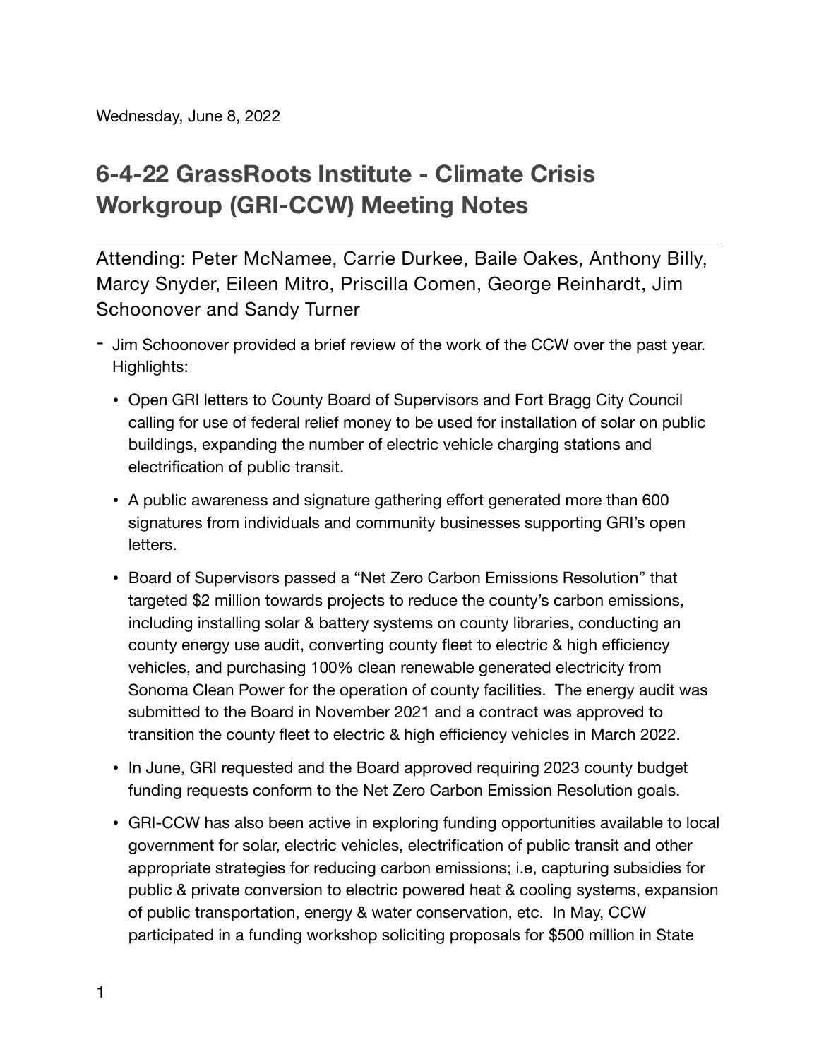Wednesday, June 8, 2022

# 6-4-22 GrassRoots Institute - Climate Crisis Workgroup (GRI-CCW) Meeting Notes

Attending: Peter McNamee, Carrie Durkee, Baile Oakes, Anthony Billy, Marcy Snyder, Eileen Mitro, Priscilla Comen, George Reinhardt, Jim Schoonover and Sandy Turner

- Jim Schoonover provided a brief review of the work of the CCW over the past year. Highlights:
  - Open GRI letters to County Board of Supervisors and Fort Bragg City Council calling for use of federal relief money to be used for installation of solar on public buildings, expanding the number of electric vehicle charging stations and electrification of public transit.
  - A public awareness and signature gathering effort generated more than 600 signatures from individuals and community businesses supporting GRI's open letters.
  - Board of Supervisors passed a "Net Zero Carbon Emissions Resolution" that targeted $2 million towards projects to reduce the county's carbon emissions, including installing solar & battery systems on county libraries, conducting an county energy use audit, converting county fleet to electric & high efficiency vehicles, and purchasing 100% clean renewable generated electricity from Sonoma Clean Power for the operation of county facilities. The energy audit was submitted to the Board in November 2021 and a contract was approved to transition the county fleet to electric & high efficiency vehicles in March 2022.
  - In June, GRI requested and the Board approved requiring 2023 county budget funding requests conform to the Net Zero Carbon Emission Resolution goals.
  - GRI-CCW has also been active in exploring funding opportunities available to local government for solar, electric vehicles, electrification of public transit and other appropriate strategies for reducing carbon emissions; i.e, capturing subsidies for public & private conversion to electric powered heat & cooling systems, expansion of public transportation, energy & water conservation, etc. In May, CCW participated in a funding workshop soliciting proposals for $500 million in State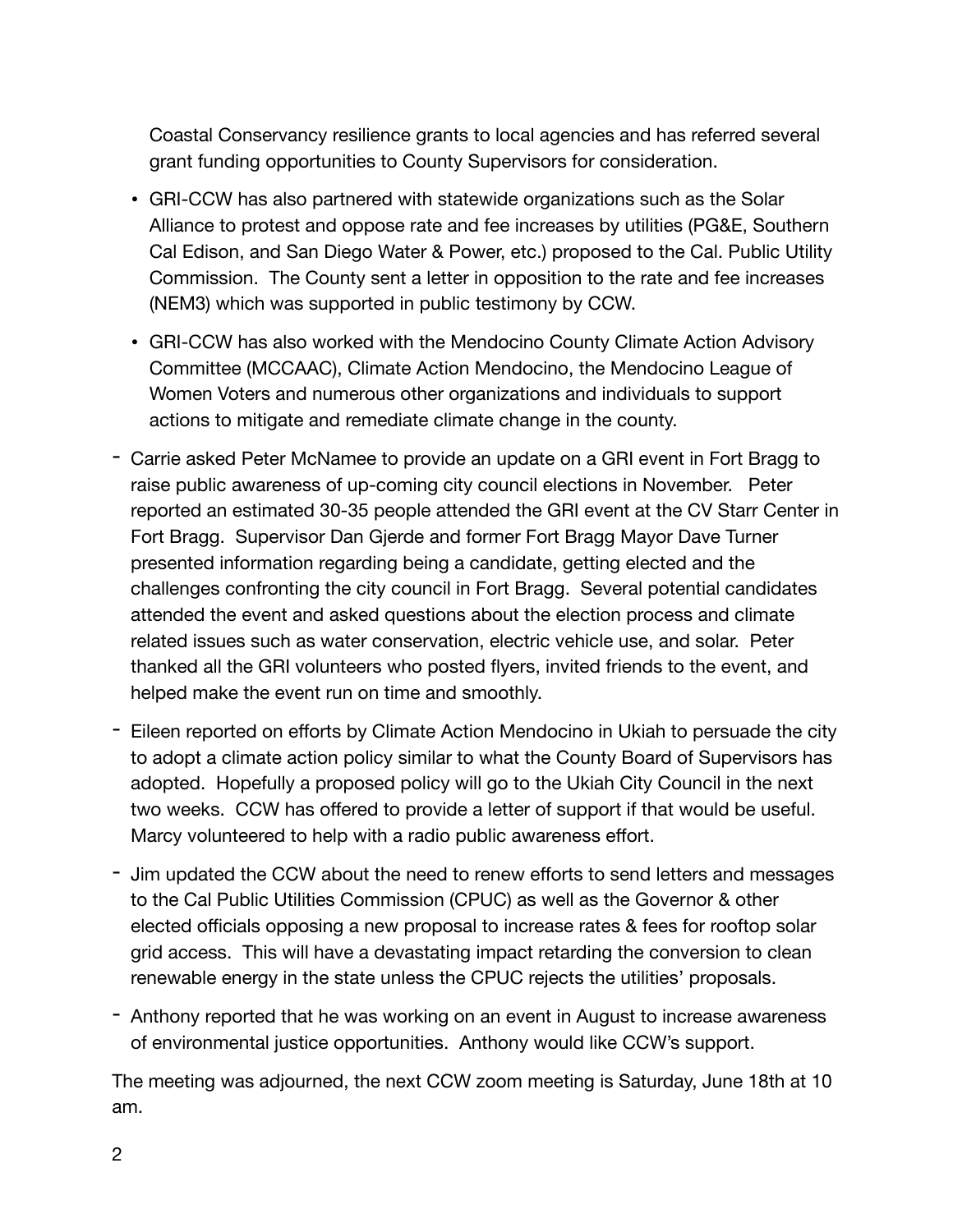Coastal Conservancy resilience grants to local agencies and has referred several grant funding opportunities to County Supervisors for consideration.

- GRI-CCW has also partnered with statewide organizations such as the Solar Alliance to protest and oppose rate and fee increases by utilities (PG&E, Southern Cal Edison, and San Diego Water & Power, etc.) proposed to the Cal. Public Utility Commission. The County sent a letter in opposition to the rate and fee increases (NEM3) which was supported in public testimony by CCW.
- GRI-CCW has also worked with the Mendocino County Climate Action Advisory Committee (MCCAAC), Climate Action Mendocino, the Mendocino League of Women Voters and numerous other organizations and individuals to support actions to mitigate and remediate climate change in the county.

- Carrie asked Peter McNamee to provide an update on a GRI event in Fort Bragg to raise public awareness of up-coming city council elections in November. Peter reported an estimated 30-35 people attended the GRI event at the CV Starr Center in Fort Bragg. Supervisor Dan Gjerde and former Fort Bragg Mayor Dave Turner presented information regarding being a candidate, getting elected and the challenges confronting the city council in Fort Bragg. Several potential candidates attended the event and asked questions about the election process and climate related issues such as water conservation, electric vehicle use, and solar. Peter thanked all the GRI volunteers who posted flyers, invited friends to the event, and helped make the event run on time and smoothly.
- Eileen reported on efforts by Climate Action Mendocino in Ukiah to persuade the city to adopt a climate action policy similar to what the County Board of Supervisors has adopted. Hopefully a proposed policy will go to the Ukiah City Council in the next two weeks. CCW has offered to provide a letter of support if that would be useful. Marcy volunteered to help with a radio public awareness effort.
- Jim updated the CCW about the need to renew efforts to send letters and messages to the Cal Public Utilities Commission (CPUC) as well as the Governor & other elected officials opposing a new proposal to increase rates & fees for rooftop solar grid access. This will have a devastating impact retarding the conversion to clean renewable energy in the state unless the CPUC rejects the utilities' proposals.
- Anthony reported that he was working on an event in August to increase awareness of environmental justice opportunities. Anthony would like CCW's support.

The meeting was adjourned, the next CCW zoom meeting is Saturday, June 18th at 10 am.